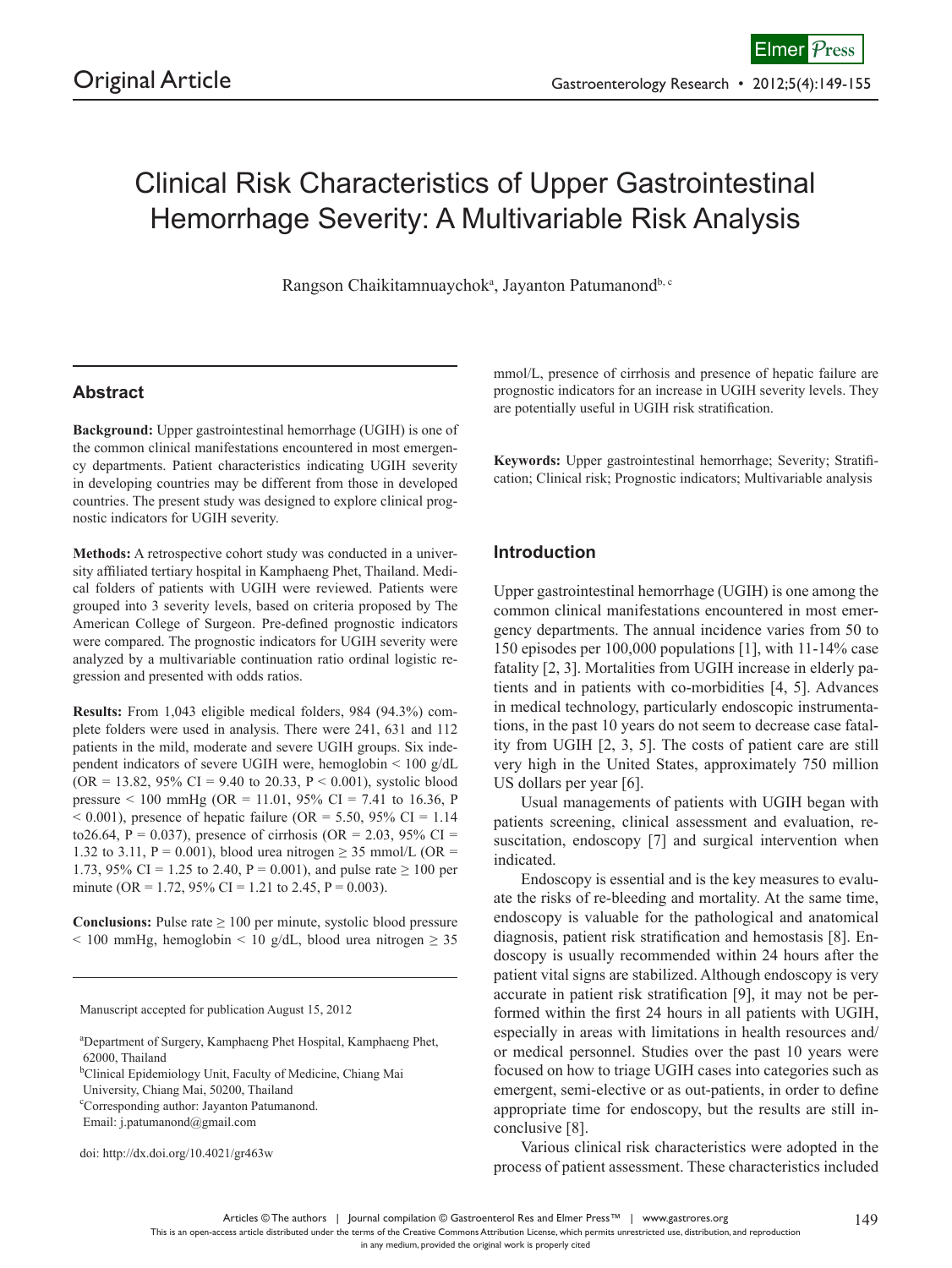Original Article

# Clinical Risk Characteristics of Upper Gastrointestinal Hemorrhage Severity: A Multivariable Risk Analysis

Rangson Chaikitamnuaychok[a], Jayanton Patumanond[b, c]

## Abstract

**Background:** Upper gastrointestinal hemorrhage (UGIH) is one of the common clinical manifestations encountered in most emergency departments. Patient characteristics indicating UGIH severity in developing countries may be different from those in developed countries. The present study was designed to explore clinical prognostic indicators for UGIH severity.

**Methods:** A retrospective cohort study was conducted in a university affiliated tertiary hospital in Kamphaeng Phet, Thailand. Medical folders of patients with UGIH were reviewed. Patients were grouped into 3 severity levels, based on criteria proposed by The American College of Surgeon. Pre-defined prognostic indicators were compared. The prognostic indicators for UGIH severity were analyzed by a multivariable continuation ratio ordinal logistic regression and presented with odds ratios.

**Results:** From 1,043 eligible medical folders, 984 (94.3%) complete folders were used in analysis. There were 241, 631 and 112 patients in the mild, moderate and severe UGIH groups. Six independent indicators of severe UGIH were, hemoglobin < 100 g/dL (OR = 13.82, 95% CI = 9.40 to 20.33, P < 0.001), systolic blood pressure < 100 mmHg (OR = 11.01, 95% CI = 7.41 to 16.36, P < 0.001), presence of hepatic failure (OR = 5.50, 95% CI = 1.14 to26.64, P = 0.037), presence of cirrhosis (OR = 2.03, 95% CI = 1.32 to 3.11, P = 0.001), blood urea nitrogen ≥ 35 mmol/L (OR = 1.73, 95% CI = 1.25 to 2.40, P = 0.001), and pulse rate ≥ 100 per minute (OR = 1.72, 95% CI = 1.21 to 2.45, P = 0.003).

**Conclusions:** Pulse rate ≥ 100 per minute, systolic blood pressure < 100 mmHg, hemoglobin < 10 g/dL, blood urea nitrogen ≥ 35 mmol/L, presence of cirrhosis and presence of hepatic failure are prognostic indicators for an increase in UGIH severity levels. They are potentially useful in UGIH risk stratification.

**Keywords:** Upper gastrointestinal hemorrhage; Severity; Stratification; Clinical risk; Prognostic indicators; Multivariable analysis

Manuscript accepted for publication August 15, 2012

[a]Department of Surgery, Kamphaeng Phet Hospital, Kamphaeng Phet, 62000, Thailand
[b]Clinical Epidemiology Unit, Faculty of Medicine, Chiang Mai University, Chiang Mai, 50200, Thailand
[c]Corresponding author: Jayanton Patumanond. Email: j.patumanond@gmail.com

doi: http://dx.doi.org/10.4021/gr463w

## Introduction

Upper gastrointestinal hemorrhage (UGIH) is one among the common clinical manifestations encountered in most emergency departments. The annual incidence varies from 50 to 150 episodes per 100,000 populations [1], with 11-14% case fatality [2, 3]. Mortalities from UGIH increase in elderly patients and in patients with co-morbidities [4, 5]. Advances in medical technology, particularly endoscopic instrumentations, in the past 10 years do not seem to decrease case fatality from UGIH [2, 3, 5]. The costs of patient care are still very high in the United States, approximately 750 million US dollars per year [6].

Usual managements of patients with UGIH began with patients screening, clinical assessment and evaluation, resuscitation, endoscopy [7] and surgical intervention when indicated.

Endoscopy is essential and is the key measures to evaluate the risks of re-bleeding and mortality. At the same time, endoscopy is valuable for the pathological and anatomical diagnosis, patient risk stratification and hemostasis [8]. Endoscopy is usually recommended within 24 hours after the patient vital signs are stabilized. Although endoscopy is very accurate in patient risk stratification [9], it may not be performed within the first 24 hours in all patients with UGIH, especially in areas with limitations in health resources and/or medical personnel. Studies over the past 10 years were focused on how to triage UGIH cases into categories such as emergent, semi-elective or as out-patients, in order to define appropriate time for endoscopy, but the results are still inconclusive [8].

Various clinical risk characteristics were adopted in the process of patient assessment. These characteristics included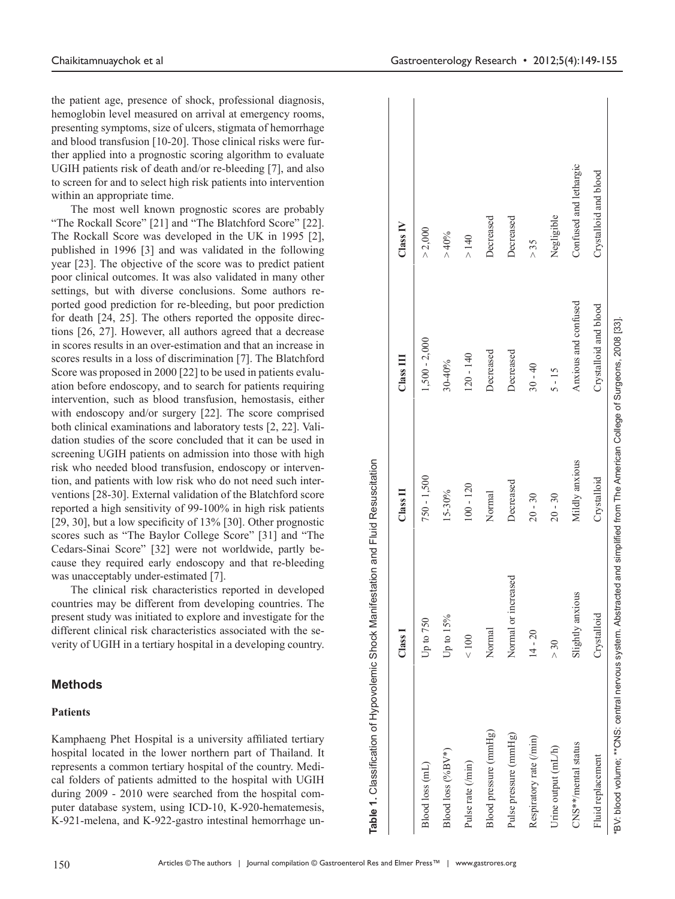the patient age, presence of shock, professional diagnosis, hemoglobin level measured on arrival at emergency rooms, presenting symptoms, size of ulcers, stigmata of hemorrhage and blood transfusion [10-20]. Those clinical risks were further applied into a prognostic scoring algorithm to evaluate UGIH patients risk of death and/or re-bleeding [7], and also to screen for and to select high risk patients into intervention within an appropriate time.

The most well known prognostic scores are probably "The Rockall Score" [21] and "The Blatchford Score" [22]. The Rockall Score was developed in the UK in 1995 [2], published in 1996 [3] and was validated in the following year [23]. The objective of the score was to predict patient poor clinical outcomes. It was also validated in many other settings, but with diverse conclusions. Some authors reported good prediction for re-bleeding, but poor prediction for death [24, 25]. The others reported the opposite directions [26, 27]. However, all authors agreed that a decrease in scores results in an over-estimation and that an increase in scores results in a loss of discrimination [7]. The Blatchford Score was proposed in 2000 [22] to be used in patients evaluation before endoscopy, and to search for patients requiring intervention, such as blood transfusion, hemostasis, either with endoscopy and/or surgery [22]. The score comprised both clinical examinations and laboratory tests [2, 22]. Validation studies of the score concluded that it can be used in screening UGIH patients on admission into those with high risk who needed blood transfusion, endoscopy or intervention, and patients with low risk who do not need such interventions [28-30]. External validation of the Blatchford score reported a high sensitivity of 99-100% in high risk patients [29, 30], but a low specificity of 13% [30]. Other prognostic scores such as "The Baylor College Score" [31] and "The Cedars-Sinai Score" [32] were not worldwide, partly because they required early endoscopy and that re-bleeding was unacceptably under-estimated [7].

The clinical risk characteristics reported in developed countries may be different from developing countries. The present study was initiated to explore and investigate for the different clinical risk characteristics associated with the severity of UGIH in a tertiary hospital in a developing country.

## Methods

### Patients

Kamphaeng Phet Hospital is a university affiliated tertiary hospital located in the lower northern part of Thailand. It represents a common tertiary hospital of the country. Medical folders of patients admitted to the hospital with UGIH during 2009 - 2010 were searched from the hospital computer database system, using ICD-10, K-920-hematemesis, K-921-melena, and K-922-gastro intestinal hemorrhage un-

**Table 1.** Classification of Hypovolemic Shock Manifestation and Fluid Resuscitation

| | Class I | Class II | Class III | Class IV |
|---|---|---|---|---|
| Blood loss (mL) | Up to 750 | 750 - 1,500 | 1,500 - 2,000 | > 2,000 |
| Blood loss (%BV*) | Up to 15% | 15-30% | 30-40% | > 40% |
| Pulse rate (/min) | < 100 | 100 - 120 | 120 - 140 | > 140 |
| Blood pressure (mmHg) | Normal | Normal | Decreased | Decreased |
| Pulse pressure (mmHg) | Normal or increased | Decreased | Decreased | Decreased |
| Respiratory rate (/min) | 14 - 20 | 20 - 30 | 30 - 40 | > 35 |
| Urine output (mL/h) | > 30 | 20 - 30 | 5 - 15 | Negligible |
| CNS**/mental status | Slightly anxious | Mildly anxious | Anxious and confused | Confused and lethargic |
| Fluid replacement | Crystalloid | Crystalloid | Crystalloid and blood | Crystalloid and blood |

*BV: blood volume; **CNS: central nervous system. Abstracted and simplified from The American College of Surgeons, 2008 [33].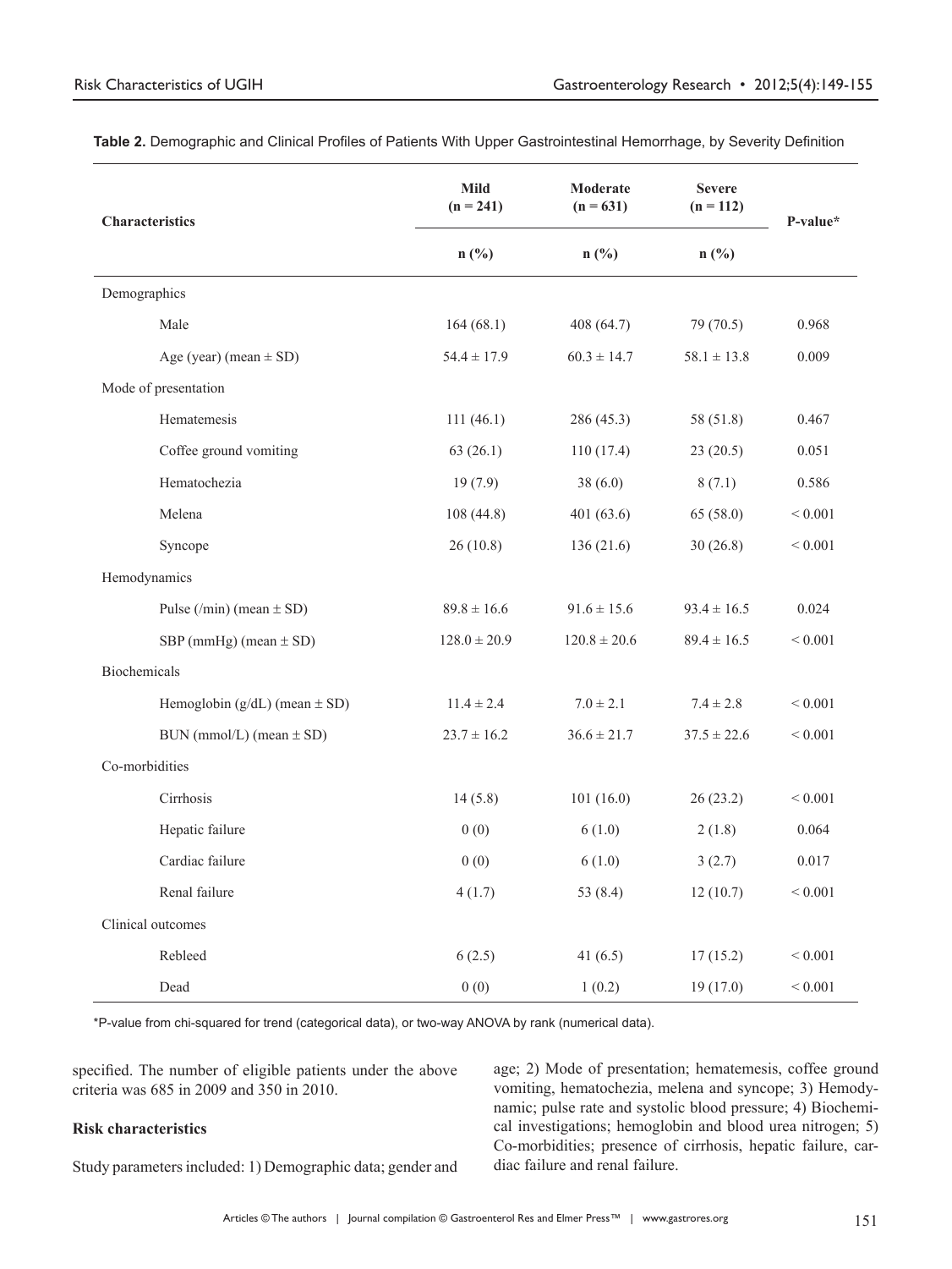**Table 2.** Demographic and Clinical Profiles of Patients With Upper Gastrointestinal Hemorrhage, by Severity Definition

| Characteristics | Mild (n = 241) | Moderate (n = 631) | Severe (n = 112) | P-value* |
|---|---|---|---|---|
| | n (%) | n (%) | n (%) | |
| Demographics | | | | |
| Male | 164 (68.1) | 408 (64.7) | 79 (70.5) | 0.968 |
| Age (year) (mean ± SD) | 54.4 ± 17.9 | 60.3 ± 14.7 | 58.1 ± 13.8 | 0.009 |
| Mode of presentation | | | | |
| Hematemesis | 111 (46.1) | 286 (45.3) | 58 (51.8) | 0.467 |
| Coffee ground vomiting | 63 (26.1) | 110 (17.4) | 23 (20.5) | 0.051 |
| Hematochezia | 19 (7.9) | 38 (6.0) | 8 (7.1) | 0.586 |
| Melena | 108 (44.8) | 401 (63.6) | 65 (58.0) | < 0.001 |
| Syncope | 26 (10.8) | 136 (21.6) | 30 (26.8) | < 0.001 |
| Hemodynamics | | | | |
| Pulse (/min) (mean ± SD) | 89.8 ± 16.6 | 91.6 ± 15.6 | 93.4 ± 16.5 | 0.024 |
| SBP (mmHg) (mean ± SD) | 128.0 ± 20.9 | 120.8 ± 20.6 | 89.4 ± 16.5 | < 0.001 |
| Biochemicals | | | | |
| Hemoglobin (g/dL) (mean ± SD) | 11.4 ± 2.4 | 7.0 ± 2.1 | 7.4 ± 2.8 | < 0.001 |
| BUN (mmol/L) (mean ± SD) | 23.7 ± 16.2 | 36.6 ± 21.7 | 37.5 ± 22.6 | < 0.001 |
| Co-morbidities | | | | |
| Cirrhosis | 14 (5.8) | 101 (16.0) | 26 (23.2) | < 0.001 |
| Hepatic failure | 0 (0) | 6 (1.0) | 2 (1.8) | 0.064 |
| Cardiac failure | 0 (0) | 6 (1.0) | 3 (2.7) | 0.017 |
| Renal failure | 4 (1.7) | 53 (8.4) | 12 (10.7) | < 0.001 |
| Clinical outcomes | | | | |
| Rebleed | 6 (2.5) | 41 (6.5) | 17 (15.2) | < 0.001 |
| Dead | 0 (0) | 1 (0.2) | 19 (17.0) | < 0.001 |

*P-value from chi-squared for trend (categorical data), or two-way ANOVA by rank (numerical data).

specified. The number of eligible patients under the above criteria was 685 in 2009 and 350 in 2010.

### Risk characteristics

Study parameters included: 1) Demographic data; gender and age; 2) Mode of presentation; hematemesis, coffee ground vomiting, hematochezia, melena and syncope; 3) Hemodynamic; pulse rate and systolic blood pressure; 4) Biochemical investigations; hemoglobin and blood urea nitrogen; 5) Co-morbidities; presence of cirrhosis, hepatic failure, cardiac failure and renal failure.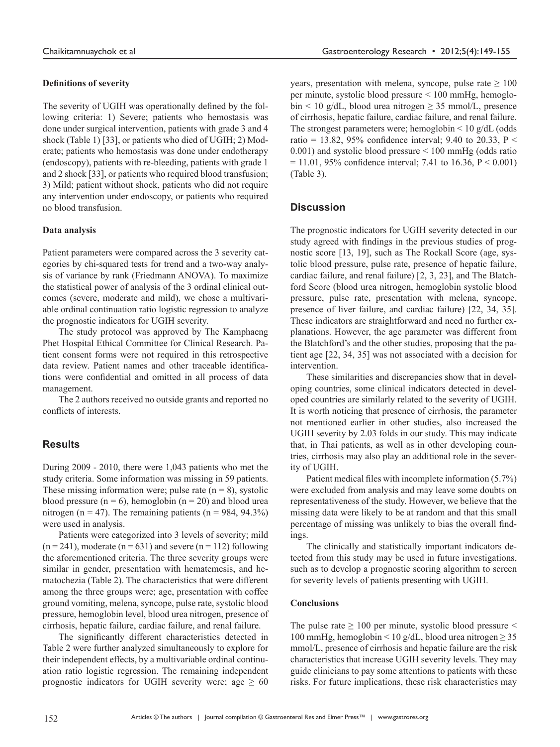### Definitions of severity

The severity of UGIH was operationally defined by the following criteria: 1) Severe; patients who hemostasis was done under surgical intervention, patients with grade 3 and 4 shock (Table 1) [33], or patients who died of UGIH; 2) Moderate; patients who hemostasis was done under endotherapy (endoscopy), patients with re-bleeding, patients with grade 1 and 2 shock [33], or patients who required blood transfusion; 3) Mild; patient without shock, patients who did not require any intervention under endoscopy, or patients who required no blood transfusion.

### Data analysis

Patient parameters were compared across the 3 severity categories by chi-squared tests for trend and a two-way analysis of variance by rank (Friedmann ANOVA). To maximize the statistical power of analysis of the 3 ordinal clinical outcomes (severe, moderate and mild), we chose a multivariable ordinal continuation ratio logistic regression to analyze the prognostic indicators for UGIH severity.

The study protocol was approved by The Kamphaeng Phet Hospital Ethical Committee for Clinical Research. Patient consent forms were not required in this retrospective data review. Patient names and other traceable identifications were confidential and omitted in all process of data management.

The 2 authors received no outside grants and reported no conflicts of interests.

## Results

During 2009 - 2010, there were 1,043 patients who met the study criteria. Some information was missing in 59 patients. These missing information were; pulse rate (n = 8), systolic blood pressure (n = 6), hemoglobin (n = 20) and blood urea nitrogen (n = 47). The remaining patients (n = 984, 94.3%) were used in analysis.

Patients were categorized into 3 levels of severity; mild (n = 241), moderate (n = 631) and severe (n = 112) following the aforementioned criteria. The three severity groups were similar in gender, presentation with hematemesis, and hematochezia (Table 2). The characteristics that were different among the three groups were; age, presentation with coffee ground vomiting, melena, syncope, pulse rate, systolic blood pressure, hemoglobin level, blood urea nitrogen, presence of cirrhosis, hepatic failure, cardiac failure, and renal failure.

The significantly different characteristics detected in Table 2 were further analyzed simultaneously to explore for their independent effects, by a multivariable ordinal continuation ratio logistic regression. The remaining independent prognostic indicators for UGIH severity were; age ≥ 60 years, presentation with melena, syncope, pulse rate ≥ 100 per minute, systolic blood pressure < 100 mmHg, hemoglobin < 10 g/dL, blood urea nitrogen ≥ 35 mmol/L, presence of cirrhosis, hepatic failure, cardiac failure, and renal failure. The strongest parameters were; hemoglobin < 10 g/dL (odds ratio = 13.82, 95% confidence interval; 9.40 to 20.33, P < 0.001) and systolic blood pressure < 100 mmHg (odds ratio = 11.01, 95% confidence interval; 7.41 to 16.36, P < 0.001) (Table 3).

## Discussion

The prognostic indicators for UGIH severity detected in our study agreed with findings in the previous studies of prognostic score [13, 19], such as The Rockall Score (age, systolic blood pressure, pulse rate, presence of hepatic failure, cardiac failure, and renal failure) [2, 3, 23], and The Blatchford Score (blood urea nitrogen, hemoglobin systolic blood pressure, pulse rate, presentation with melena, syncope, presence of liver failure, and cardiac failure) [22, 34, 35]. These indicators are straightforward and need no further explanations. However, the age parameter was different from the Blatchford's and the other studies, proposing that the patient age [22, 34, 35] was not associated with a decision for intervention.

These similarities and discrepancies show that in developing countries, some clinical indicators detected in developed countries are similarly related to the severity of UGIH. It is worth noticing that presence of cirrhosis, the parameter not mentioned earlier in other studies, also increased the UGIH severity by 2.03 folds in our study. This may indicate that, in Thai patients, as well as in other developing countries, cirrhosis may also play an additional role in the severity of UGIH.

Patient medical files with incomplete information (5.7%) were excluded from analysis and may leave some doubts on representativeness of the study. However, we believe that the missing data were likely to be at random and that this small percentage of missing was unlikely to bias the overall findings.

The clinically and statistically important indicators detected from this study may be used in future investigations, such as to develop a prognostic scoring algorithm to screen for severity levels of patients presenting with UGIH.

### Conclusions

The pulse rate ≥ 100 per minute, systolic blood pressure < 100 mmHg, hemoglobin < 10 g/dL, blood urea nitrogen ≥ 35 mmol/L, presence of cirrhosis and hepatic failure are the risk characteristics that increase UGIH severity levels. They may guide clinicians to pay some attentions to patients with these risks. For future implications, these risk characteristics may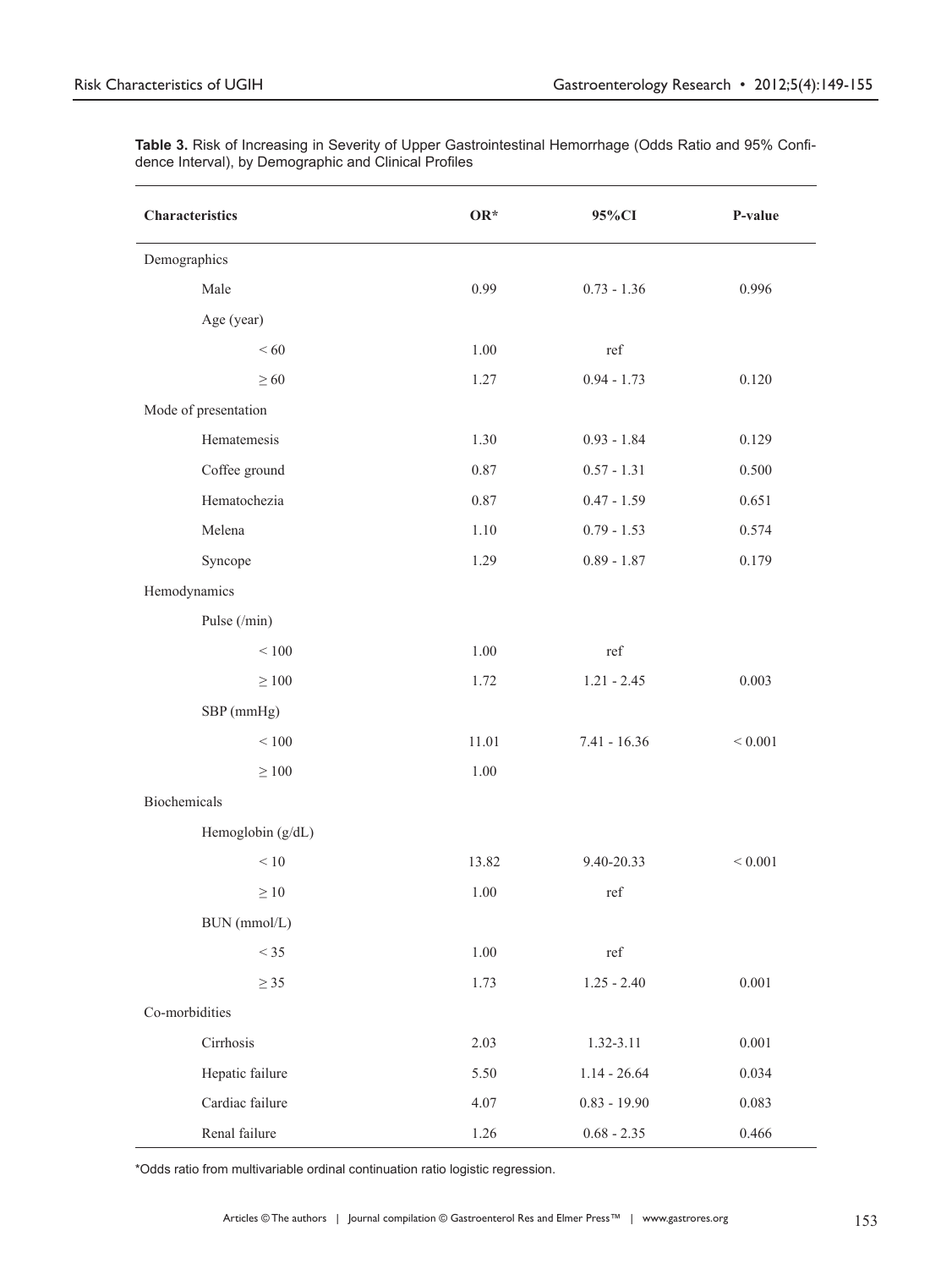**Table 3.** Risk of Increasing in Severity of Upper Gastrointestinal Hemorrhage (Odds Ratio and 95% Confidence Interval), by Demographic and Clinical Profiles

| Characteristics | OR* | 95%CI | P-value |
|---|---|---|---|
| Demographics | | | |
| Male | 0.99 | 0.73 - 1.36 | 0.996 |
| Age (year) | | | |
| < 60 | 1.00 | ref | |
| ≥ 60 | 1.27 | 0.94 - 1.73 | 0.120 |
| Mode of presentation | | | |
| Hematemesis | 1.30 | 0.93 - 1.84 | 0.129 |
| Coffee ground | 0.87 | 0.57 - 1.31 | 0.500 |
| Hematochezia | 0.87 | 0.47 - 1.59 | 0.651 |
| Melena | 1.10 | 0.79 - 1.53 | 0.574 |
| Syncope | 1.29 | 0.89 - 1.87 | 0.179 |
| Hemodynamics | | | |
| Pulse (/min) | | | |
| < 100 | 1.00 | ref | |
| ≥ 100 | 1.72 | 1.21 - 2.45 | 0.003 |
| SBP (mmHg) | | | |
| < 100 | 11.01 | 7.41 - 16.36 | < 0.001 |
| ≥ 100 | 1.00 | | |
| Biochemicals | | | |
| Hemoglobin (g/dL) | | | |
| < 10 | 13.82 | 9.40-20.33 | < 0.001 |
| ≥ 10 | 1.00 | ref | |
| BUN (mmol/L) | | | |
| < 35 | 1.00 | ref | |
| ≥ 35 | 1.73 | 1.25 - 2.40 | 0.001 |
| Co-morbidities | | | |
| Cirrhosis | 2.03 | 1.32-3.11 | 0.001 |
| Hepatic failure | 5.50 | 1.14 - 26.64 | 0.034 |
| Cardiac failure | 4.07 | 0.83 - 19.90 | 0.083 |
| Renal failure | 1.26 | 0.68 - 2.35 | 0.466 |

*Odds ratio from multivariable ordinal continuation ratio logistic regression.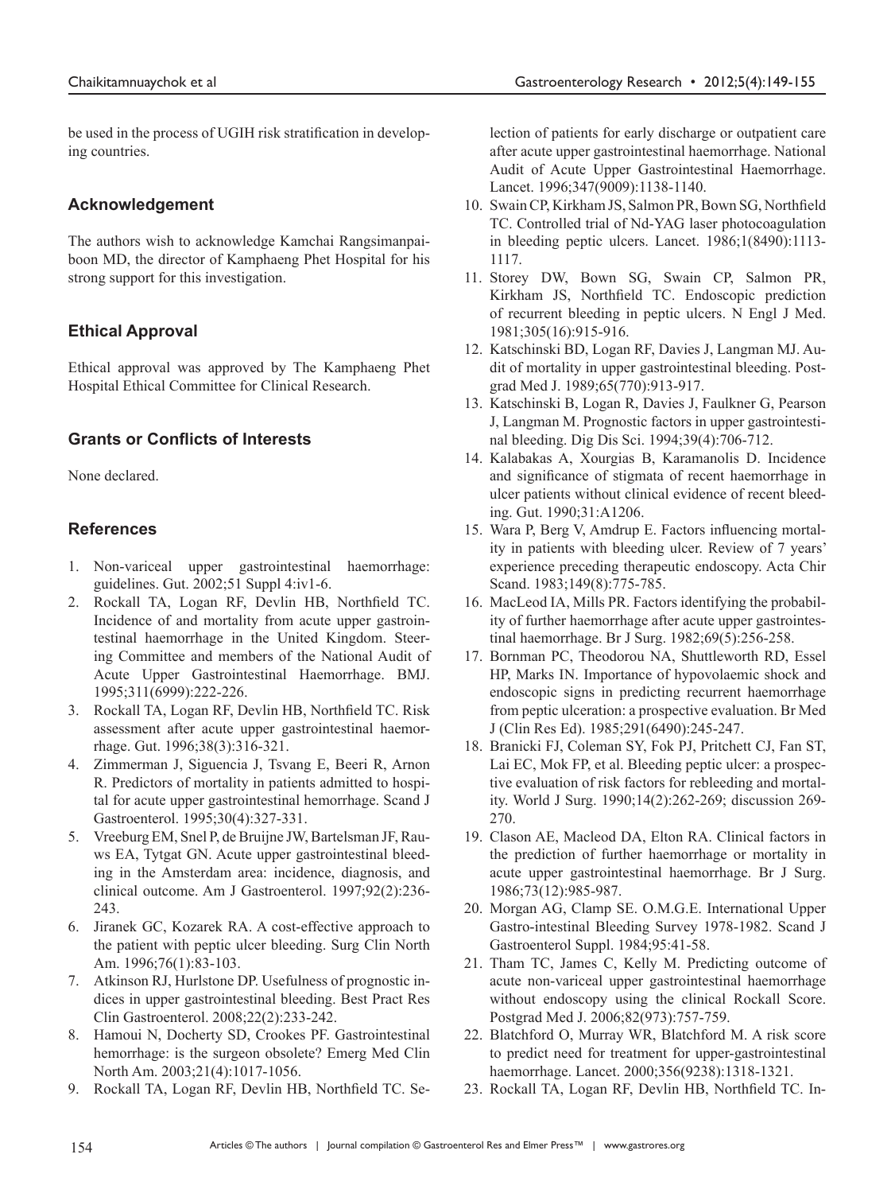be used in the process of UGIH risk stratification in developing countries.

## Acknowledgement

The authors wish to acknowledge Kamchai Rangsimanpaiboon MD, the director of Kamphaeng Phet Hospital for his strong support for this investigation.

## Ethical Approval

Ethical approval was approved by The Kamphaeng Phet Hospital Ethical Committee for Clinical Research.

## Grants or Conflicts of Interests

None declared.

## References

1. Non-variceal upper gastrointestinal haemorrhage: guidelines. Gut. 2002;51 Suppl 4:iv1-6.
2. Rockall TA, Logan RF, Devlin HB, Northfield TC. Incidence of and mortality from acute upper gastrointestinal haemorrhage in the United Kingdom. Steering Committee and members of the National Audit of Acute Upper Gastrointestinal Haemorrhage. BMJ. 1995;311(6999):222-226.
3. Rockall TA, Logan RF, Devlin HB, Northfield TC. Risk assessment after acute upper gastrointestinal haemorrhage. Gut. 1996;38(3):316-321.
4. Zimmerman J, Siguencia J, Tsvang E, Beeri R, Arnon R. Predictors of mortality in patients admitted to hospital for acute upper gastrointestinal hemorrhage. Scand J Gastroenterol. 1995;30(4):327-331.
5. Vreeburg EM, Snel P, de Bruijne JW, Bartelsman JF, Rauws EA, Tytgat GN. Acute upper gastrointestinal bleeding in the Amsterdam area: incidence, diagnosis, and clinical outcome. Am J Gastroenterol. 1997;92(2):236-243.
6. Jiranek GC, Kozarek RA. A cost-effective approach to the patient with peptic ulcer bleeding. Surg Clin North Am. 1996;76(1):83-103.
7. Atkinson RJ, Hurlstone DP. Usefulness of prognostic indices in upper gastrointestinal bleeding. Best Pract Res Clin Gastroenterol. 2008;22(2):233-242.
8. Hamoui N, Docherty SD, Crookes PF. Gastrointestinal hemorrhage: is the surgeon obsolete? Emerg Med Clin North Am. 2003;21(4):1017-1056.
9. Rockall TA, Logan RF, Devlin HB, Northfield TC. Selection of patients for early discharge or outpatient care after acute upper gastrointestinal haemorrhage. National Audit of Acute Upper Gastrointestinal Haemorrhage. Lancet. 1996;347(9009):1138-1140.
10. Swain CP, Kirkham JS, Salmon PR, Bown SG, Northfield TC. Controlled trial of Nd-YAG laser photocoagulation in bleeding peptic ulcers. Lancet. 1986;1(8490):1113-1117.
11. Storey DW, Bown SG, Swain CP, Salmon PR, Kirkham JS, Northfield TC. Endoscopic prediction of recurrent bleeding in peptic ulcers. N Engl J Med. 1981;305(16):915-916.
12. Katschinski BD, Logan RF, Davies J, Langman MJ. Audit of mortality in upper gastrointestinal bleeding. Postgrad Med J. 1989;65(770):913-917.
13. Katschinski B, Logan R, Davies J, Faulkner G, Pearson J, Langman M. Prognostic factors in upper gastrointestinal bleeding. Dig Dis Sci. 1994;39(4):706-712.
14. Kalabakas A, Xourgias B, Karamanolis D. Incidence and significance of stigmata of recent haemorrhage in ulcer patients without clinical evidence of recent bleeding. Gut. 1990;31:A1206.
15. Wara P, Berg V, Amdrup E. Factors influencing mortality in patients with bleeding ulcer. Review of 7 years' experience preceding therapeutic endoscopy. Acta Chir Scand. 1983;149(8):775-785.
16. MacLeod IA, Mills PR. Factors identifying the probability of further haemorrhage after acute upper gastrointestinal haemorrhage. Br J Surg. 1982;69(5):256-258.
17. Bornman PC, Theodorou NA, Shuttleworth RD, Essel HP, Marks IN. Importance of hypovolaemic shock and endoscopic signs in predicting recurrent haemorrhage from peptic ulceration: a prospective evaluation. Br Med J (Clin Res Ed). 1985;291(6490):245-247.
18. Branicki FJ, Coleman SY, Fok PJ, Pritchett CJ, Fan ST, Lai EC, Mok FP, et al. Bleeding peptic ulcer: a prospective evaluation of risk factors for rebleeding and mortality. World J Surg. 1990;14(2):262-269; discussion 269-270.
19. Clason AE, Macleod DA, Elton RA. Clinical factors in the prediction of further haemorrhage or mortality in acute upper gastrointestinal haemorrhage. Br J Surg. 1986;73(12):985-987.
20. Morgan AG, Clamp SE. O.M.G.E. International Upper Gastro-intestinal Bleeding Survey 1978-1982. Scand J Gastroenterol Suppl. 1984;95:41-58.
21. Tham TC, James C, Kelly M. Predicting outcome of acute non-variceal upper gastrointestinal haemorrhage without endoscopy using the clinical Rockall Score. Postgrad Med J. 2006;82(973):757-759.
22. Blatchford O, Murray WR, Blatchford M. A risk score to predict need for treatment for upper-gastrointestinal haemorrhage. Lancet. 2000;356(9238):1318-1321.
23. Rockall TA, Logan RF, Devlin HB, Northfield TC. In-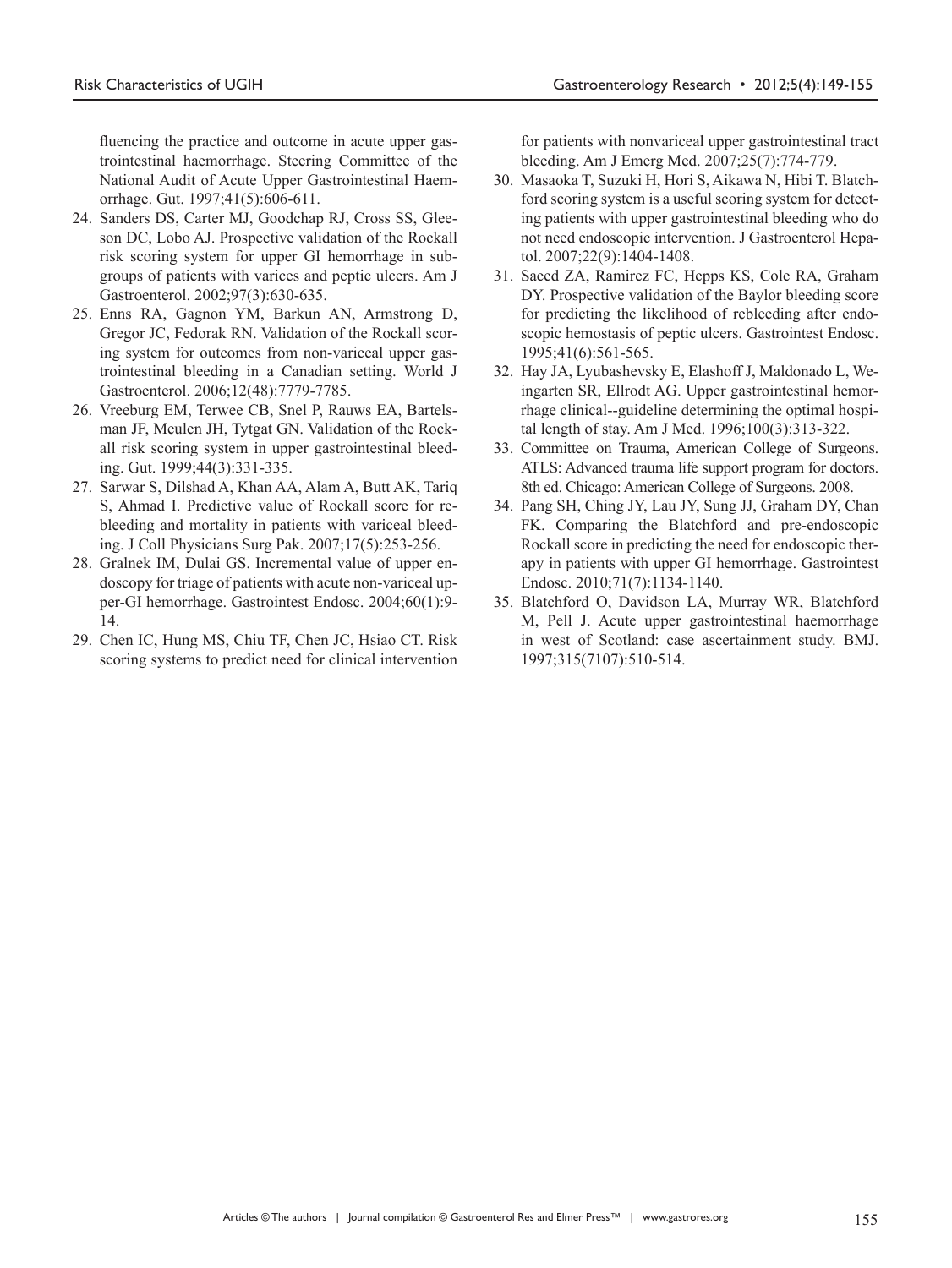fluencing the practice and outcome in acute upper gastrointestinal haemorrhage. Steering Committee of the National Audit of Acute Upper Gastrointestinal Haemorrhage. Gut. 1997;41(5):606-611.

24. Sanders DS, Carter MJ, Goodchap RJ, Cross SS, Gleeson DC, Lobo AJ. Prospective validation of the Rockall risk scoring system for upper GI hemorrhage in subgroups of patients with varices and peptic ulcers. Am J Gastroenterol. 2002;97(3):630-635.
25. Enns RA, Gagnon YM, Barkun AN, Armstrong D, Gregor JC, Fedorak RN. Validation of the Rockall scoring system for outcomes from non-variceal upper gastrointestinal bleeding in a Canadian setting. World J Gastroenterol. 2006;12(48):7779-7785.
26. Vreeburg EM, Terwee CB, Snel P, Rauws EA, Bartelsman JF, Meulen JH, Tytgat GN. Validation of the Rockall risk scoring system in upper gastrointestinal bleeding. Gut. 1999;44(3):331-335.
27. Sarwar S, Dilshad A, Khan AA, Alam A, Butt AK, Tariq S, Ahmad I. Predictive value of Rockall score for rebleeding and mortality in patients with variceal bleeding. J Coll Physicians Surg Pak. 2007;17(5):253-256.
28. Gralnek IM, Dulai GS. Incremental value of upper endoscopy for triage of patients with acute non-variceal upper-GI hemorrhage. Gastrointest Endosc. 2004;60(1):9-14.
29. Chen IC, Hung MS, Chiu TF, Chen JC, Hsiao CT. Risk scoring systems to predict need for clinical intervention for patients with nonvariceal upper gastrointestinal tract bleeding. Am J Emerg Med. 2007;25(7):774-779.
30. Masaoka T, Suzuki H, Hori S, Aikawa N, Hibi T. Blatchford scoring system is a useful scoring system for detecting patients with upper gastrointestinal bleeding who do not need endoscopic intervention. J Gastroenterol Hepatol. 2007;22(9):1404-1408.
31. Saeed ZA, Ramirez FC, Hepps KS, Cole RA, Graham DY. Prospective validation of the Baylor bleeding score for predicting the likelihood of rebleeding after endoscopic hemostasis of peptic ulcers. Gastrointest Endosc. 1995;41(6):561-565.
32. Hay JA, Lyubashevsky E, Elashoff J, Maldonado L, Weingarten SR, Ellrodt AG. Upper gastrointestinal hemorrhage clinical--guideline determining the optimal hospital length of stay. Am J Med. 1996;100(3):313-322.
33. Committee on Trauma, American College of Surgeons. ATLS: Advanced trauma life support program for doctors. 8th ed. Chicago: American College of Surgeons. 2008.
34. Pang SH, Ching JY, Lau JY, Sung JJ, Graham DY, Chan FK. Comparing the Blatchford and pre-endoscopic Rockall score in predicting the need for endoscopic therapy in patients with upper GI hemorrhage. Gastrointest Endosc. 2010;71(7):1134-1140.
35. Blatchford O, Davidson LA, Murray WR, Blatchford M, Pell J. Acute upper gastrointestinal haemorrhage in west of Scotland: case ascertainment study. BMJ. 1997;315(7107):510-514.